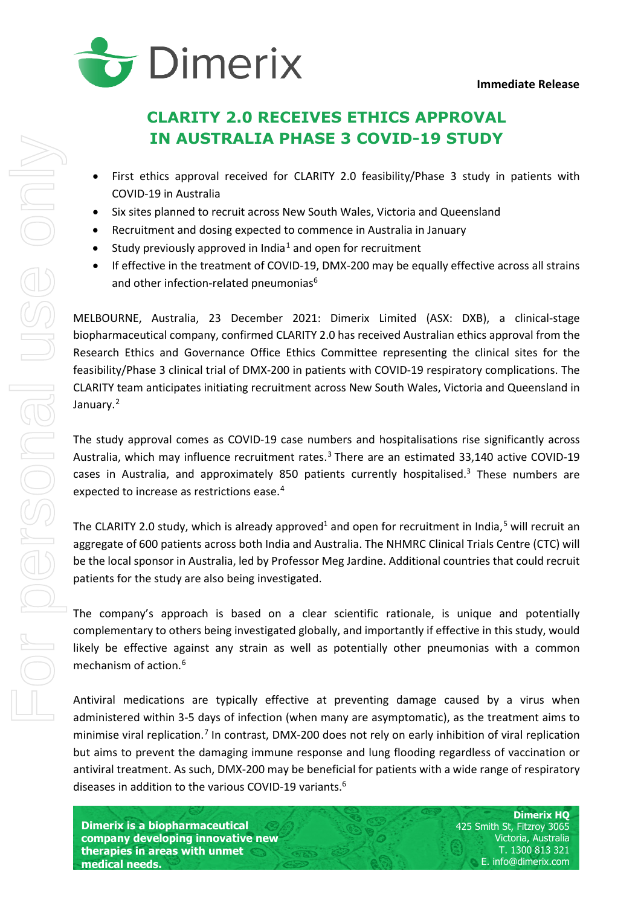**Immediate Release**

# CLARITY 2.0 RECEIVES ETHICS APPROVAL IN AUSTRALIA PHASE 3 COVID-19 STUDY

- First ethics approval received for CLARITY 2.0 feasibility/Phase 3 study in patients with COVID-19 in Australia
- Six sites planned to recruit across New South Wales, Victoria and Queensland
- Recruitment and dosing expected to commence in Australia in January
- Study previously approved in India[1] and open for recruitment
- If effective in the treatment of COVID-19, DMX-200 may be equally effective across all strains and other infection-related pneumonias[6]

MELBOURNE, Australia, 23 December 2021: Dimerix Limited (ASX: DXB), a clinical-stage biopharmaceutical company, confirmed CLARITY 2.0 has received Australian ethics approval from the Research Ethics and Governance Office Ethics Committee representing the clinical sites for the feasibility/Phase 3 clinical trial of DMX-200 in patients with COVID-19 respiratory complications. The CLARITY team anticipates initiating recruitment across New South Wales, Victoria and Queensland in January.[2]

The study approval comes as COVID-19 case numbers and hospitalisations rise significantly across Australia, which may influence recruitment rates.[3] There are an estimated 33,140 active COVID-19 cases in Australia, and approximately 850 patients currently hospitalised.[3] These numbers are expected to increase as restrictions ease.[4]

The CLARITY 2.0 study, which is already approved[1] and open for recruitment in India,[5] will recruit an aggregate of 600 patients across both India and Australia. The NHMRC Clinical Trials Centre (CTC) will be the local sponsor in Australia, led by Professor Meg Jardine. Additional countries that could recruit patients for the study are also being investigated.

The company's approach is based on a clear scientific rationale, is unique and potentially complementary to others being investigated globally, and importantly if effective in this study, would likely be effective against any strain as well as potentially other pneumonias with a common mechanism of action.[6]

Antiviral medications are typically effective at preventing damage caused by a virus when administered within 3-5 days of infection (when many are asymptomatic), as the treatment aims to minimise viral replication.[7] In contrast, DMX-200 does not rely on early inhibition of viral replication but aims to prevent the damaging immune response and lung flooding regardless of vaccination or antiviral treatment. As such, DMX-200 may be beneficial for patients with a wide range of respiratory diseases in addition to the various COVID-19 variants.[6]

**Dimerix is a biopharmaceutical company developing innovative new therapies in areas with unmet medical needs.**

**Dimerix HQ**
425 Smith St, Fitzroy 3065
Victoria, Australia
T. 1300 813 321
E. info@dimerix.com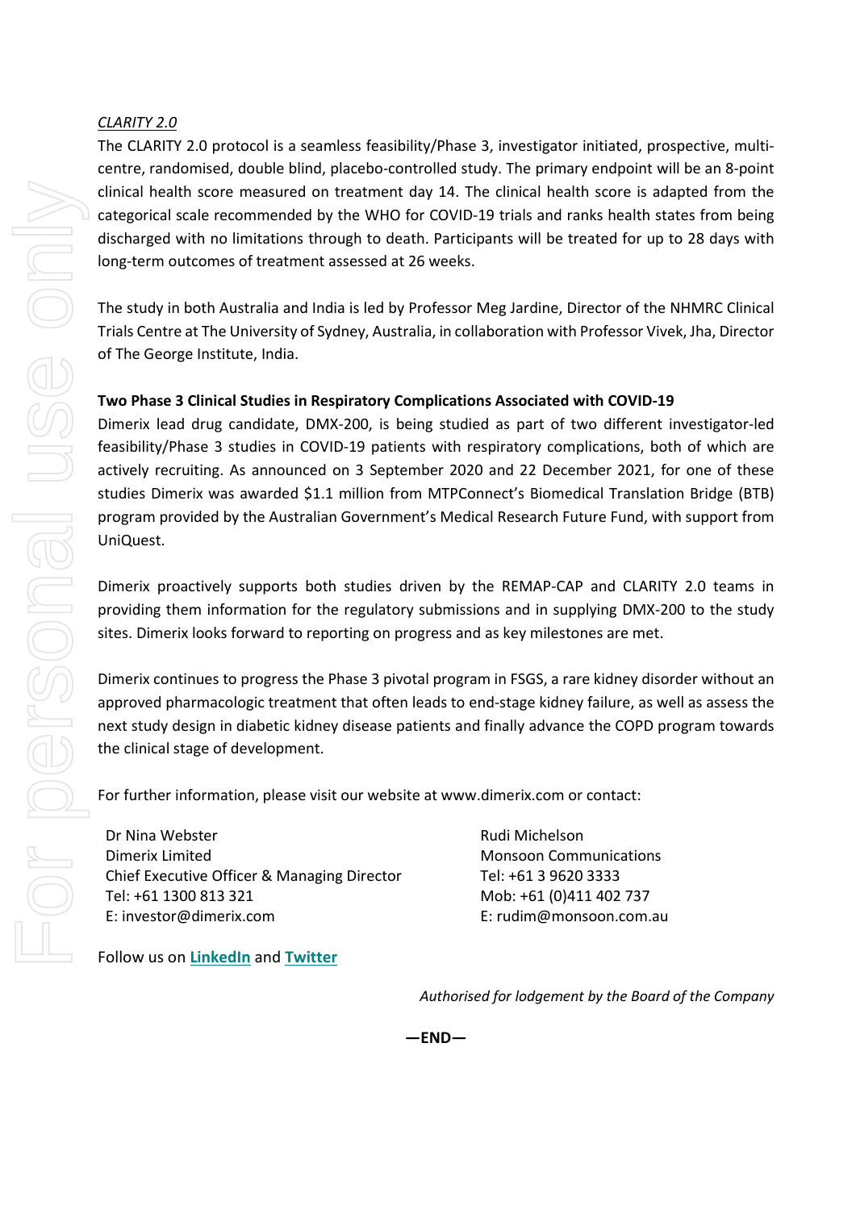*CLARITY 2.0*

The CLARITY 2.0 protocol is a seamless feasibility/Phase 3, investigator initiated, prospective, multi-centre, randomised, double blind, placebo-controlled study. The primary endpoint will be an 8-point clinical health score measured on treatment day 14. The clinical health score is adapted from the categorical scale recommended by the WHO for COVID-19 trials and ranks health states from being discharged with no limitations through to death. Participants will be treated for up to 28 days with long-term outcomes of treatment assessed at 26 weeks.

The study in both Australia and India is led by Professor Meg Jardine, Director of the NHMRC Clinical Trials Centre at The University of Sydney, Australia, in collaboration with Professor Vivek, Jha, Director of The George Institute, India.

**Two Phase 3 Clinical Studies in Respiratory Complications Associated with COVID-19**

Dimerix lead drug candidate, DMX-200, is being studied as part of two different investigator-led feasibility/Phase 3 studies in COVID-19 patients with respiratory complications, both of which are actively recruiting. As announced on 3 September 2020 and 22 December 2021, for one of these studies Dimerix was awarded $1.1 million from MTPConnect's Biomedical Translation Bridge (BTB) program provided by the Australian Government's Medical Research Future Fund, with support from UniQuest.

Dimerix proactively supports both studies driven by the REMAP-CAP and CLARITY 2.0 teams in providing them information for the regulatory submissions and in supplying DMX-200 to the study sites. Dimerix looks forward to reporting on progress and as key milestones are met.

Dimerix continues to progress the Phase 3 pivotal program in FSGS, a rare kidney disorder without an approved pharmacologic treatment that often leads to end-stage kidney failure, as well as assess the next study design in diabetic kidney disease patients and finally advance the COPD program towards the clinical stage of development.

For further information, please visit our website at www.dimerix.com or contact:

Dr Nina Webster
Dimerix Limited
Chief Executive Officer & Managing Director
Tel: +61 1300 813 321
E: investor@dimerix.com

Rudi Michelson
Monsoon Communications
Tel: +61 3 9620 3333
Mob: +61 (0)411 402 737
E: rudim@monsoon.com.au

Follow us on **LinkedIn** and **Twitter**

*Authorised for lodgement by the Board of the Company*

**—END—**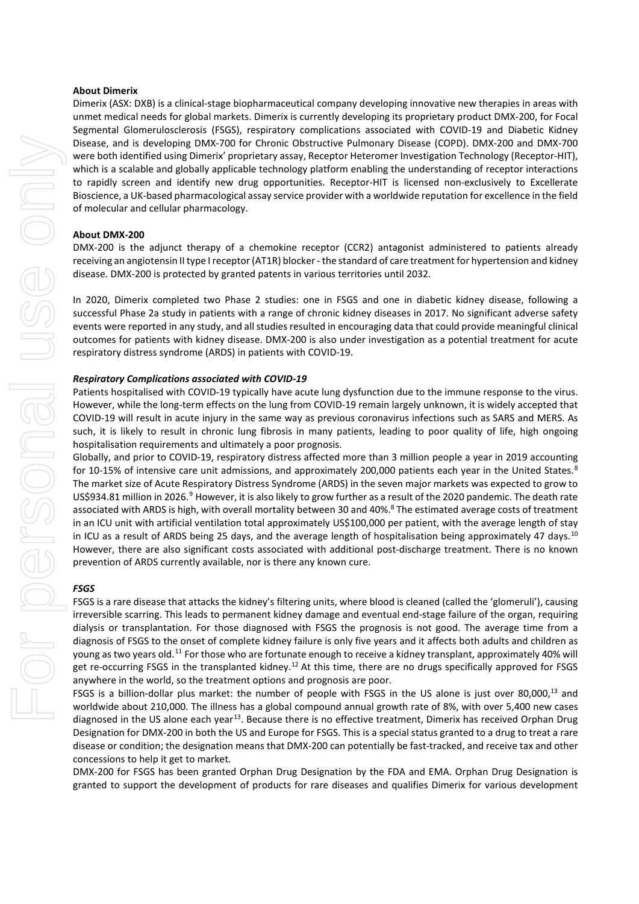**About Dimerix**

Dimerix (ASX: DXB) is a clinical-stage biopharmaceutical company developing innovative new therapies in areas with unmet medical needs for global markets. Dimerix is currently developing its proprietary product DMX-200, for Focal Segmental Glomerulosclerosis (FSGS), respiratory complications associated with COVID-19 and Diabetic Kidney Disease, and is developing DMX-700 for Chronic Obstructive Pulmonary Disease (COPD). DMX-200 and DMX-700 were both identified using Dimerix' proprietary assay, Receptor Heteromer Investigation Technology (Receptor-HIT), which is a scalable and globally applicable technology platform enabling the understanding of receptor interactions to rapidly screen and identify new drug opportunities. Receptor-HIT is licensed non-exclusively to Excellerate Bioscience, a UK-based pharmacological assay service provider with a worldwide reputation for excellence in the field of molecular and cellular pharmacology.

**About DMX-200**

DMX-200 is the adjunct therapy of a chemokine receptor (CCR2) antagonist administered to patients already receiving an angiotensin II type I receptor (AT1R) blocker - the standard of care treatment for hypertension and kidney disease. DMX-200 is protected by granted patents in various territories until 2032.

In 2020, Dimerix completed two Phase 2 studies: one in FSGS and one in diabetic kidney disease, following a successful Phase 2a study in patients with a range of chronic kidney diseases in 2017. No significant adverse safety events were reported in any study, and all studies resulted in encouraging data that could provide meaningful clinical outcomes for patients with kidney disease. DMX-200 is also under investigation as a potential treatment for acute respiratory distress syndrome (ARDS) in patients with COVID-19.

***Respiratory Complications associated with COVID-19***

Patients hospitalised with COVID-19 typically have acute lung dysfunction due to the immune response to the virus. However, while the long-term effects on the lung from COVID-19 remain largely unknown, it is widely accepted that COVID-19 will result in acute injury in the same way as previous coronavirus infections such as SARS and MERS. As such, it is likely to result in chronic lung fibrosis in many patients, leading to poor quality of life, high ongoing hospitalisation requirements and ultimately a poor prognosis.

Globally, and prior to COVID-19, respiratory distress affected more than 3 million people a year in 2019 accounting for 10-15% of intensive care unit admissions, and approximately 200,000 patients each year in the United States.[8] The market size of Acute Respiratory Distress Syndrome (ARDS) in the seven major markets was expected to grow to US$934.81 million in 2026.[9] However, it is also likely to grow further as a result of the 2020 pandemic. The death rate associated with ARDS is high, with overall mortality between 30 and 40%.[8] The estimated average costs of treatment in an ICU unit with artificial ventilation total approximately US$100,000 per patient, with the average length of stay in ICU as a result of ARDS being 25 days, and the average length of hospitalisation being approximately 47 days.[10] However, there are also significant costs associated with additional post-discharge treatment. There is no known prevention of ARDS currently available, nor is there any known cure.

***FSGS***

FSGS is a rare disease that attacks the kidney's filtering units, where blood is cleaned (called the 'glomeruli'), causing irreversible scarring. This leads to permanent kidney damage and eventual end-stage failure of the organ, requiring dialysis or transplantation. For those diagnosed with FSGS the prognosis is not good. The average time from a diagnosis of FSGS to the onset of complete kidney failure is only five years and it affects both adults and children as young as two years old.[11] For those who are fortunate enough to receive a kidney transplant, approximately 40% will get re-occurring FSGS in the transplanted kidney.[12] At this time, there are no drugs specifically approved for FSGS anywhere in the world, so the treatment options and prognosis are poor.

FSGS is a billion-dollar plus market: the number of people with FSGS in the US alone is just over 80,000,[13] and worldwide about 210,000. The illness has a global compound annual growth rate of 8%, with over 5,400 new cases diagnosed in the US alone each year[13]. Because there is no effective treatment, Dimerix has received Orphan Drug Designation for DMX-200 in both the US and Europe for FSGS. This is a special status granted to a drug to treat a rare disease or condition; the designation means that DMX-200 can potentially be fast-tracked, and receive tax and other concessions to help it get to market.

DMX-200 for FSGS has been granted Orphan Drug Designation by the FDA and EMA. Orphan Drug Designation is granted to support the development of products for rare diseases and qualifies Dimerix for various development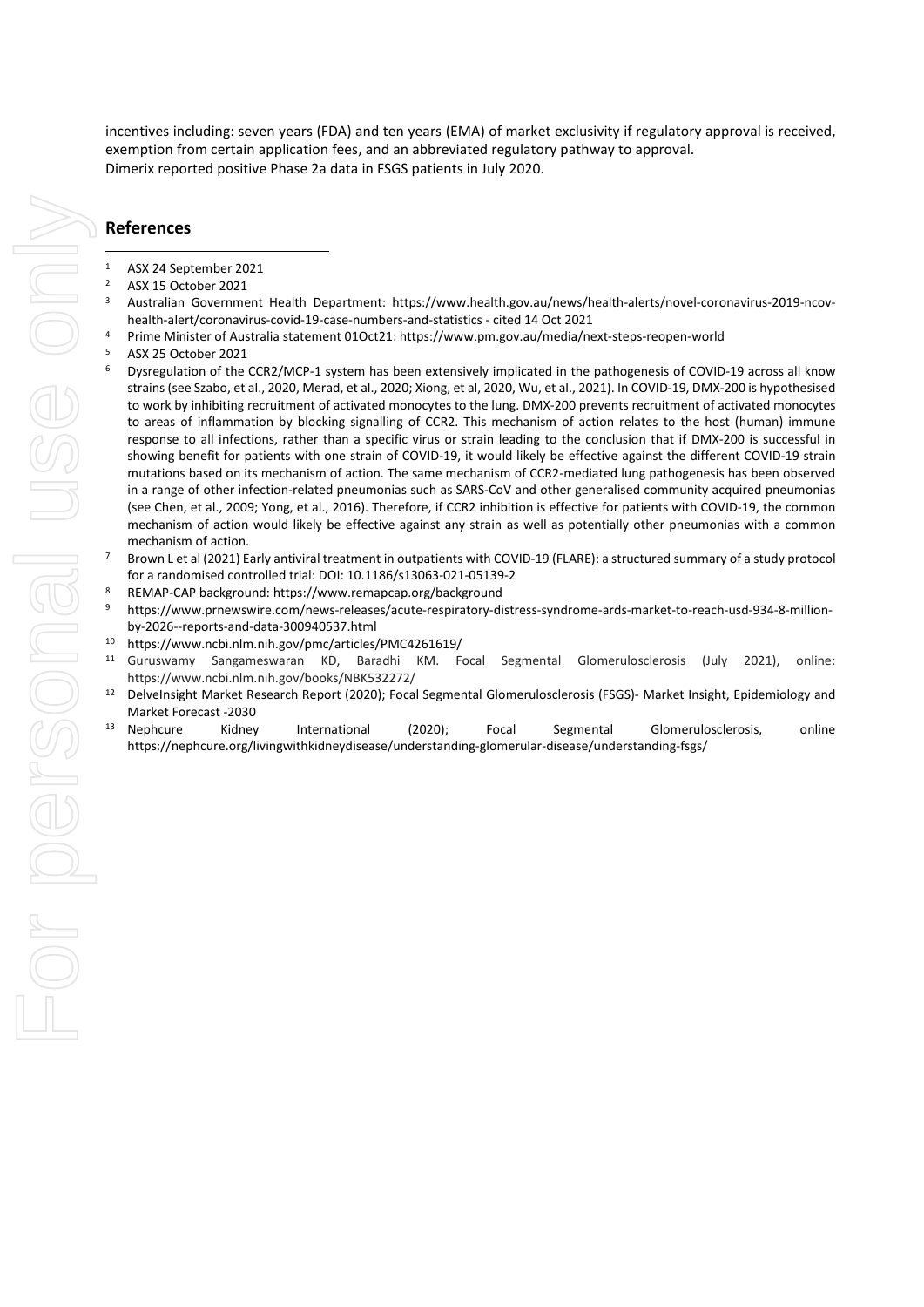incentives including: seven years (FDA) and ten years (EMA) of market exclusivity if regulatory approval is received, exemption from certain application fees, and an abbreviated regulatory pathway to approval.
Dimerix reported positive Phase 2a data in FSGS patients in July 2020.

## References

[1] ASX 24 September 2021

[2] ASX 15 October 2021

[3] Australian Government Health Department: https://www.health.gov.au/news/health-alerts/novel-coronavirus-2019-ncov-health-alert/coronavirus-covid-19-case-numbers-and-statistics - cited 14 Oct 2021

[4] Prime Minister of Australia statement 01Oct21: https://www.pm.gov.au/media/next-steps-reopen-world

[5] ASX 25 October 2021

[6] Dysregulation of the CCR2/MCP-1 system has been extensively implicated in the pathogenesis of COVID-19 across all know strains (see Szabo, et al., 2020, Merad, et al., 2020; Xiong, et al, 2020, Wu, et al., 2021). In COVID-19, DMX-200 is hypothesised to work by inhibiting recruitment of activated monocytes to the lung. DMX-200 prevents recruitment of activated monocytes to areas of inflammation by blocking signalling of CCR2. This mechanism of action relates to the host (human) immune response to all infections, rather than a specific virus or strain leading to the conclusion that if DMX-200 is successful in showing benefit for patients with one strain of COVID-19, it would likely be effective against the different COVID-19 strain mutations based on its mechanism of action. The same mechanism of CCR2-mediated lung pathogenesis has been observed in a range of other infection-related pneumonias such as SARS-CoV and other generalised community acquired pneumonias (see Chen, et al., 2009; Yong, et al., 2016). Therefore, if CCR2 inhibition is effective for patients with COVID-19, the common mechanism of action would likely be effective against any strain as well as potentially other pneumonias with a common mechanism of action.

[7] Brown L et al (2021) Early antiviral treatment in outpatients with COVID-19 (FLARE): a structured summary of a study protocol for a randomised controlled trial: DOI: 10.1186/s13063-021-05139-2

[8] REMAP-CAP background: https://www.remapcap.org/background

[9] https://www.prnewswire.com/news-releases/acute-respiratory-distress-syndrome-ards-market-to-reach-usd-934-8-million-by-2026--reports-and-data-300940537.html

[10] https://www.ncbi.nlm.nih.gov/pmc/articles/PMC4261619/

[11] Guruswamy Sangameswaran KD, Baradhi KM. Focal Segmental Glomerulosclerosis (July 2021), online: https://www.ncbi.nlm.nih.gov/books/NBK532272/

[12] DelveInsight Market Research Report (2020); Focal Segmental Glomerulosclerosis (FSGS)- Market Insight, Epidemiology and Market Forecast -2030

[13] Nephcure Kidney International (2020); Focal Segmental Glomerulosclerosis, online https://nephcure.org/livingwithkidneydisease/understanding-glomerular-disease/understanding-fsgs/